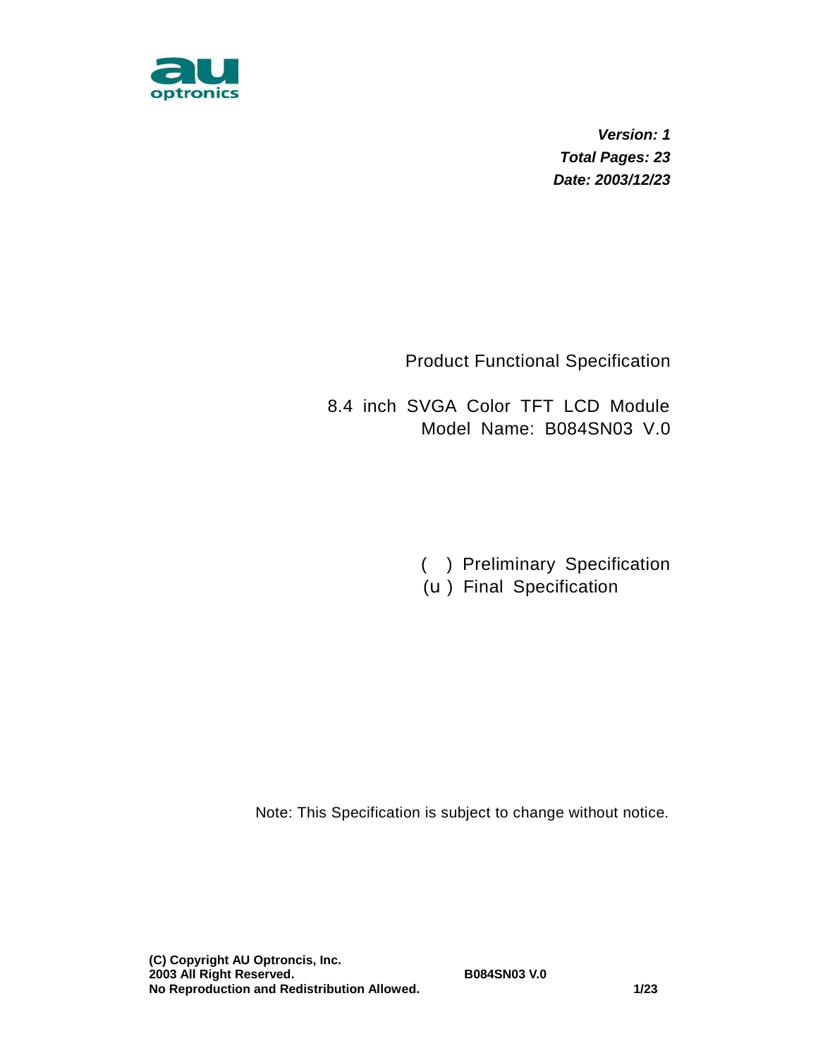au optronics

***Version: 1***
***Total Pages: 23***
***Date: 2003/12/23***

# Product Functional Specification

## 8.4 inch SVGA Color TFT LCD Module
## Model Name: B084SN03 V.0

( ) Preliminary Specification
(u ) Final Specification

Note: This Specification is subject to change without notice.

**(C) Copyright AU Optroncis, Inc.**
**2003 All Right Reserved.**
**No Reproduction and Redistribution Allowed.**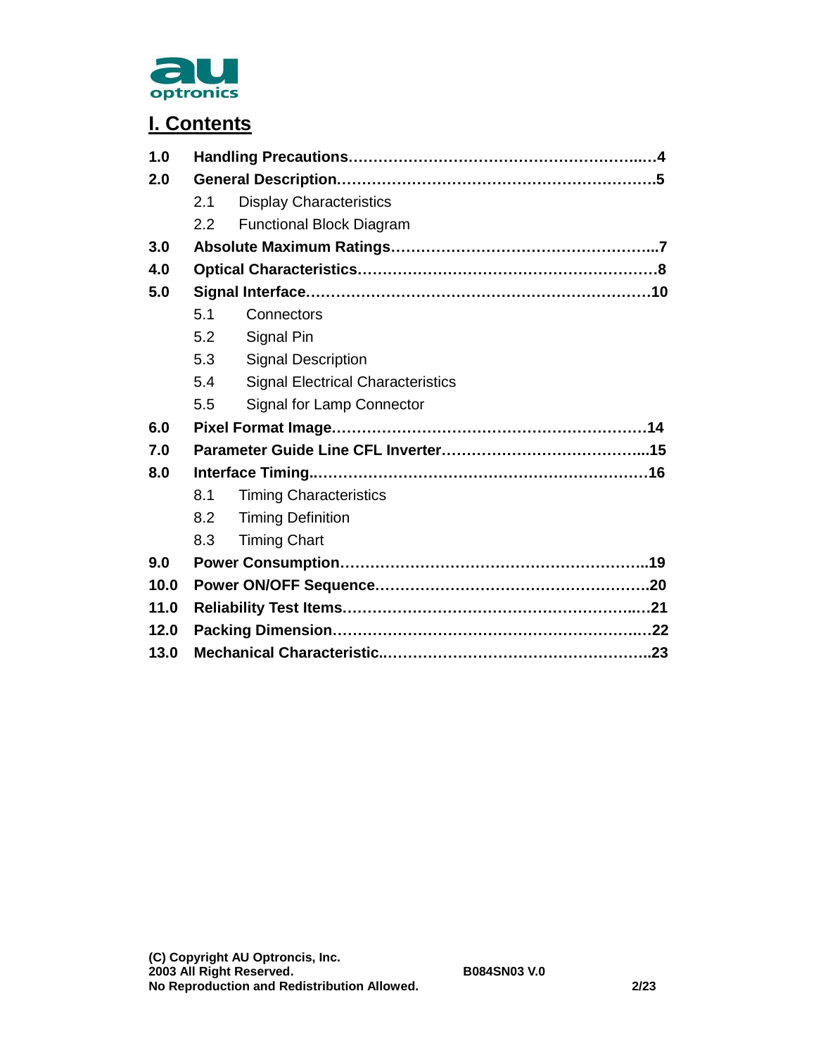# I. Contents

**1.0 Handling Precautions……………………………………………………..…4**

**2.0 General Description.………………………………………………………5**

- 2.1 Display Characteristics
- 2.2 Functional Block Diagram

**3.0 Absolute Maximum Ratings……………………………………………..7**

**4.0 Optical Characteristics.…………………………………………………8**

**5.0 Signal Interface.…………………………………………………………10**

- 5.1 Connectors
- 5.2 Signal Pin
- 5.3 Signal Description
- 5.4 Signal Electrical Characteristics
- 5.5 Signal for Lamp Connector

**6.0 Pixel Format Image.……………………………………………………14**

**7.0 Parameter Guide Line CFL Inverter…………………………………...15**

**8.0 Interface Timing..………………………………………………………16**

- 8.1 Timing Characteristics
- 8.2 Timing Definition
- 8.3 Timing Chart

**9.0 Power Consumption……………………………………………………..19**

**10.0 Power ON/OFF Sequence.………………………………………………20**

**11.0 Reliability Test Items………………………………………………..…21**

**12.0 Packing Dimension…………………………………………………..…22**

**13.0 Mechanical Characteristic..……………………………………………..23**

**(C) Copyright AU Optroncis, Inc.**
**2003 All Right Reserved.**
**No Reproduction and Redistribution Allowed.**

**B084SN03 V.0**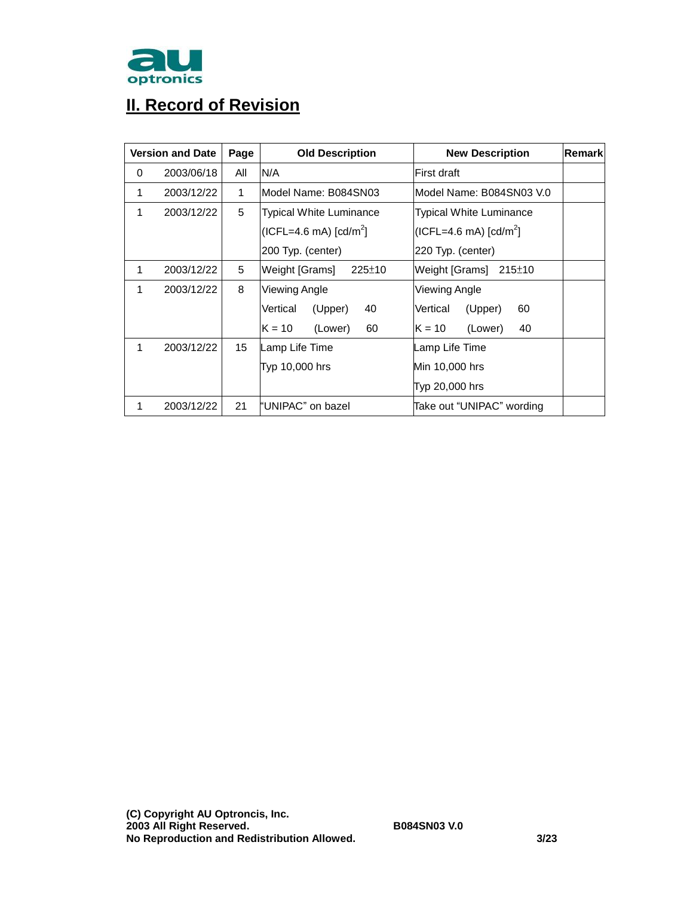## II. Record of Revision

| Version and Date | | Page | Old Description | New Description | Remark |
|---|---|---|---|---|---|
| 0 | 2003/06/18 | All | N/A | First draft | |
| 1 | 2003/12/22 | 1 | Model Name: B084SN03 | Model Name: B084SN03 V.0 | |
| 1 | 2003/12/22 | 5 | Typical White Luminance (ICFL=4.6 mA) [cd/m$^2$] 200 Typ. (center) | Typical White Luminance (ICFL=4.6 mA) [cd/m$^2$] 220 Typ. (center) | |
| 1 | 2003/12/22 | 5 | Weight [Grams] 225±10 | Weight [Grams] 215±10 | |
| 1 | 2003/12/22 | 8 | Viewing Angle<br>Vertical (Upper) 40<br>K = 10 (Lower) 60 | Viewing Angle<br>Vertical (Upper) 60<br>K = 10 (Lower) 40 | |
| 1 | 2003/12/22 | 15 | Lamp Life Time<br>Typ 10,000 hrs | Lamp Life Time<br>Min 10,000 hrs<br>Typ 20,000 hrs | |
| 1 | 2003/12/22 | 21 | "UNIPAC" on bazel | Take out "UNIPAC" wording | |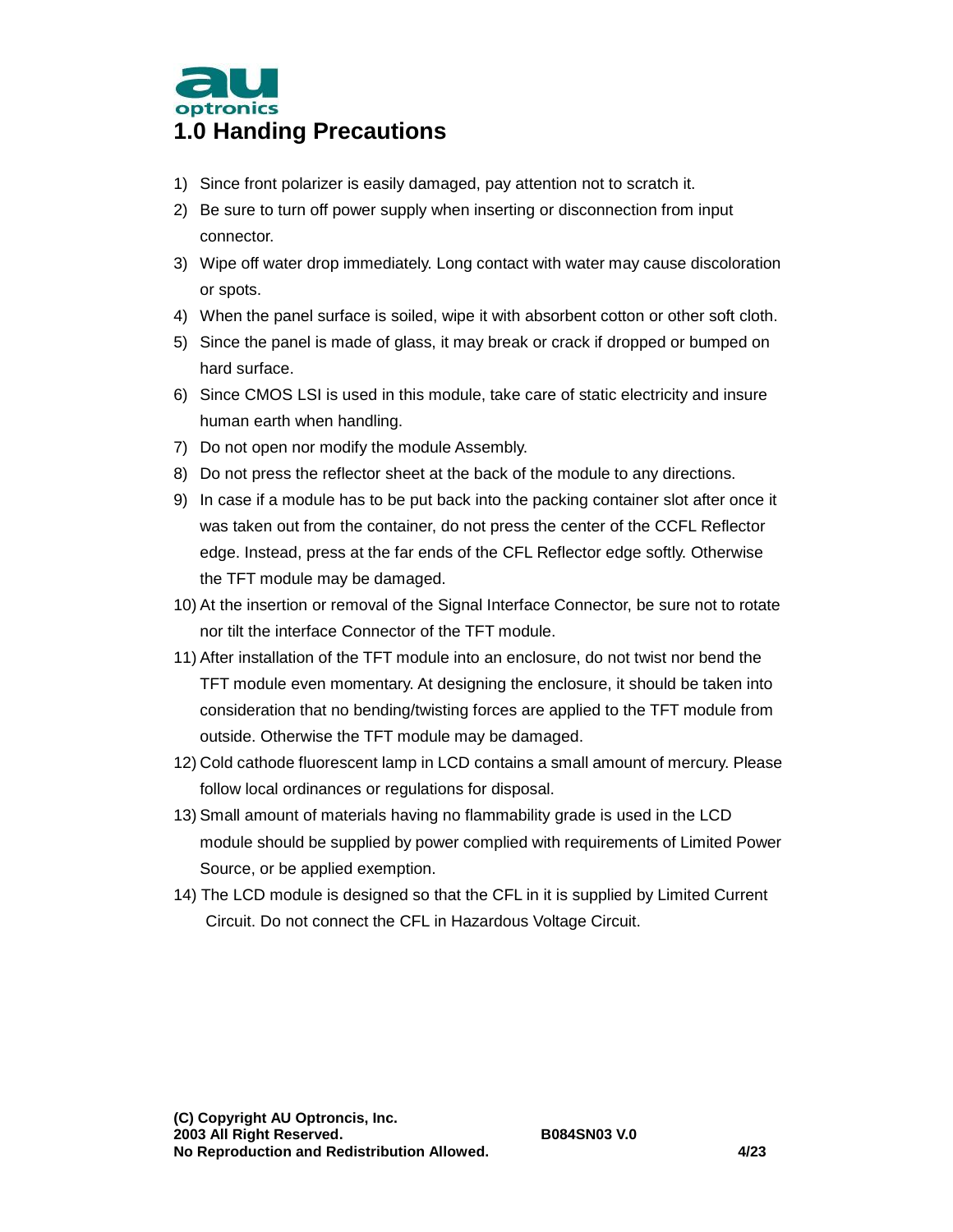# 1.0 Handing Precautions

1) Since front polarizer is easily damaged, pay attention not to scratch it.
2) Be sure to turn off power supply when inserting or disconnection from input connector.
3) Wipe off water drop immediately. Long contact with water may cause discoloration or spots.
4) When the panel surface is soiled, wipe it with absorbent cotton or other soft cloth.
5) Since the panel is made of glass, it may break or crack if dropped or bumped on hard surface.
6) Since CMOS LSI is used in this module, take care of static electricity and insure human earth when handling.
7) Do not open nor modify the module Assembly.
8) Do not press the reflector sheet at the back of the module to any directions.
9) In case if a module has to be put back into the packing container slot after once it was taken out from the container, do not press the center of the CCFL Reflector edge. Instead, press at the far ends of the CFL Reflector edge softly. Otherwise the TFT module may be damaged.
10) At the insertion or removal of the Signal Interface Connector, be sure not to rotate nor tilt the interface Connector of the TFT module.
11) After installation of the TFT module into an enclosure, do not twist nor bend the TFT module even momentary. At designing the enclosure, it should be taken into consideration that no bending/twisting forces are applied to the TFT module from outside. Otherwise the TFT module may be damaged.
12) Cold cathode fluorescent lamp in LCD contains a small amount of mercury. Please follow local ordinances or regulations for disposal.
13) Small amount of materials having no flammability grade is used in the LCD module should be supplied by power complied with requirements of Limited Power Source, or be applied exemption.
14) The LCD module is designed so that the CFL in it is supplied by Limited Current Circuit. Do not connect the CFL in Hazardous Voltage Circuit.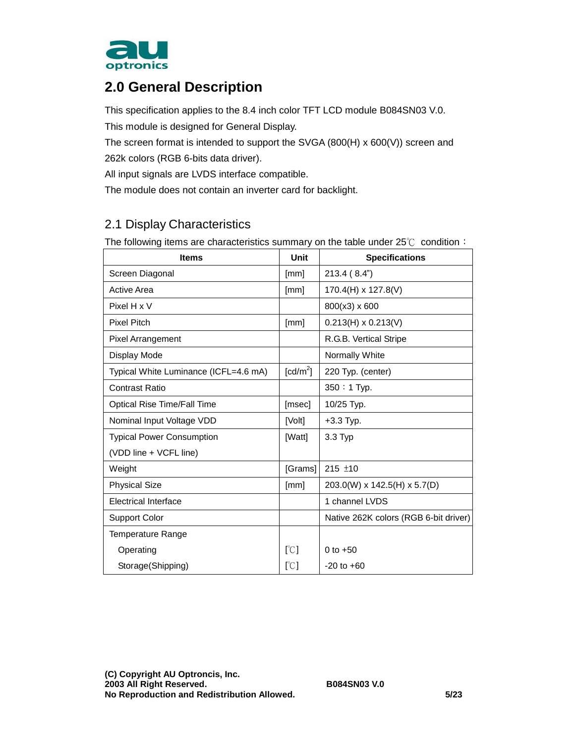## 2.0 General Description

This specification applies to the 8.4 inch color TFT LCD module B084SN03 V.0.

This module is designed for General Display.

The screen format is intended to support the SVGA (800(H) x 600(V)) screen and 262k colors (RGB 6-bits data driver).

All input signals are LVDS interface compatible.

The module does not contain an inverter card for backlight.

### 2.1 Display Characteristics

The following items are characteristics summary on the table under 25℃ condition：

| Items | Unit | Specifications |
|---|---|---|
| Screen Diagonal | [mm] | 213.4 ( 8.4") |
| Active Area | [mm] | 170.4(H) x 127.8(V) |
| Pixel H x V | | 800(x3) x 600 |
| Pixel Pitch | [mm] | 0.213(H) x 0.213(V) |
| Pixel Arrangement | | R.G.B. Vertical Stripe |
| Display Mode | | Normally White |
| Typical White Luminance (ICFL=4.6 mA) | [cd/m$^2$] | 220 Typ. (center) |
| Contrast Ratio | | 350：1 Typ. |
| Optical Rise Time/Fall Time | [msec] | 10/25 Typ. |
| Nominal Input Voltage VDD | [Volt] | +3.3 Typ. |
| Typical Power Consumption (VDD line + VCFL line) | [Watt] | 3.3 Typ |
| Weight | [Grams] | 215 ±10 |
| Physical Size | [mm] | 203.0(W) x 142.5(H) x 5.7(D) |
| Electrical Interface | | 1 channel LVDS |
| Support Color | | Native 262K colors (RGB 6-bit driver) |
| Temperature Range | | |
| Operating | [℃] | 0 to +50 |
| Storage(Shipping) | [℃] | -20 to +60 |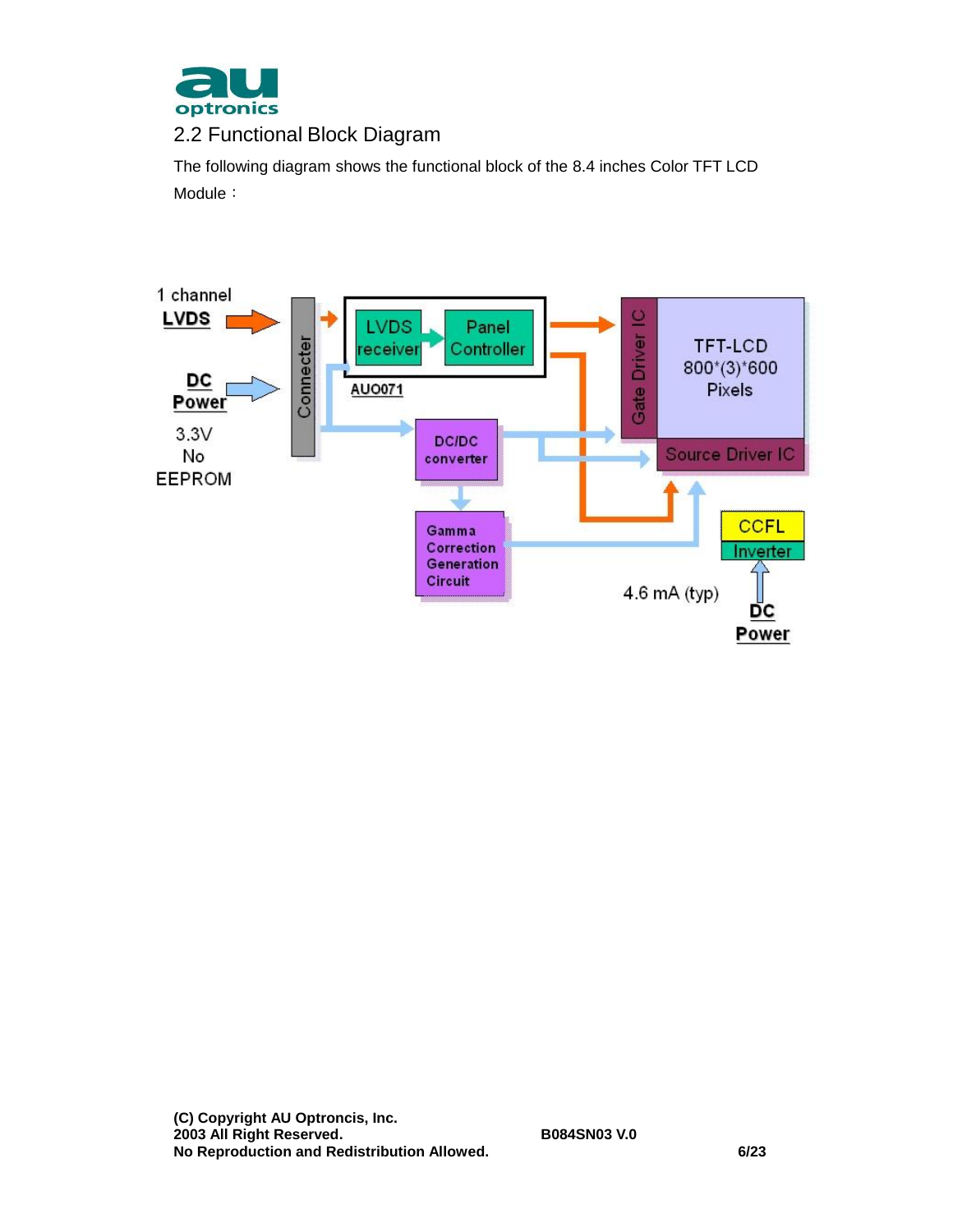## 2.2 Functional Block Diagram

The following diagram shows the functional block of the 8.4 inches Color TFT LCD Module：

1 channel **LVDS**

**DC Power**

3.3V
No
EEPROM

Connecter

LVDS receiver

Panel Controller

AUO071

DC/DC converter

Gamma Correction Generation Circuit

Gate Driver IC

TFT-LCD
800*(3)*600
Pixels

Source Driver IC

CCFL

Inverter

4.6 mA (typ)

**DC Power**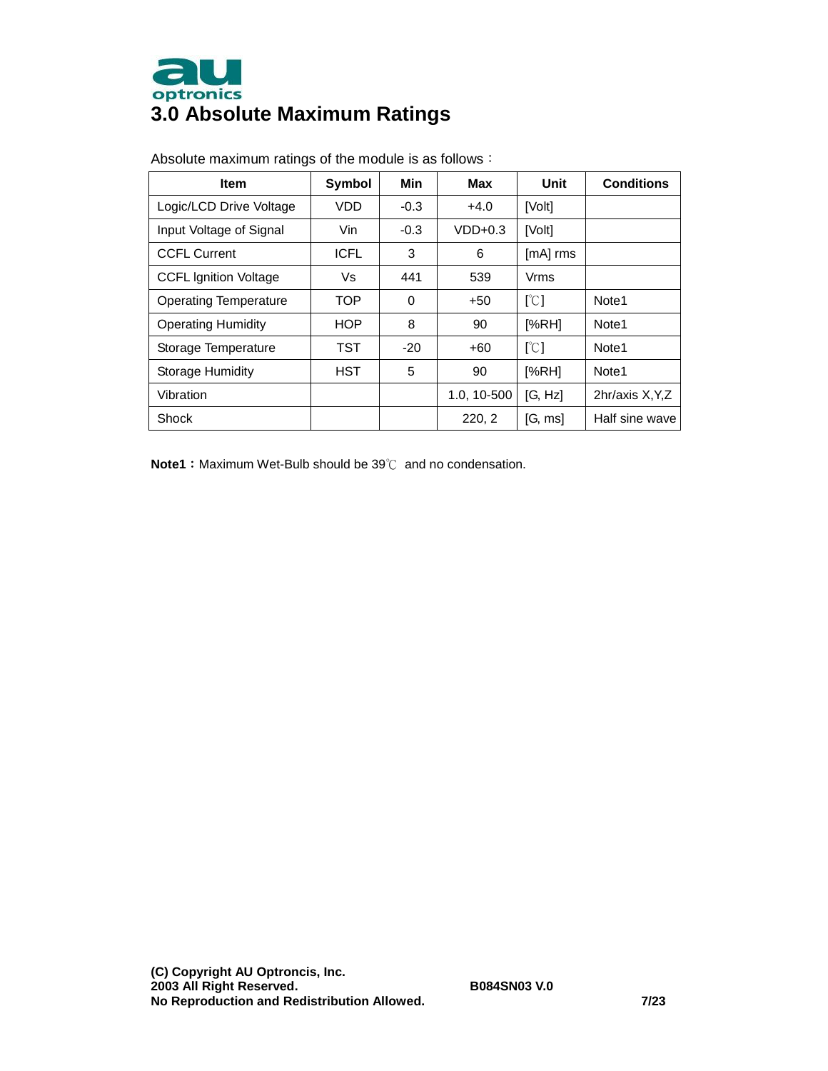# 3.0 Absolute Maximum Ratings

Absolute maximum ratings of the module is as follows：

| Item | Symbol | Min | Max | Unit | Conditions |
|---|---|---|---|---|---|
| Logic/LCD Drive Voltage | VDD | -0.3 | +4.0 | [Volt] | |
| Input Voltage of Signal | Vin | -0.3 | VDD+0.3 | [Volt] | |
| CCFL Current | ICFL | 3 | 6 | [mA] rms | |
| CCFL Ignition Voltage | Vs | 441 | 539 | Vrms | |
| Operating Temperature | TOP | 0 | +50 | [℃] | Note1 |
| Operating Humidity | HOP | 8 | 90 | [%RH] | Note1 |
| Storage Temperature | TST | -20 | +60 | [℃] | Note1 |
| Storage Humidity | HST | 5 | 90 | [%RH] | Note1 |
| Vibration | | | 1.0, 10-500 | [G, Hz] | 2hr/axis X,Y,Z |
| Shock | | | 220, 2 | [G, ms] | Half sine wave |

**Note1：**Maximum Wet-Bulb should be 39℃ and no condensation.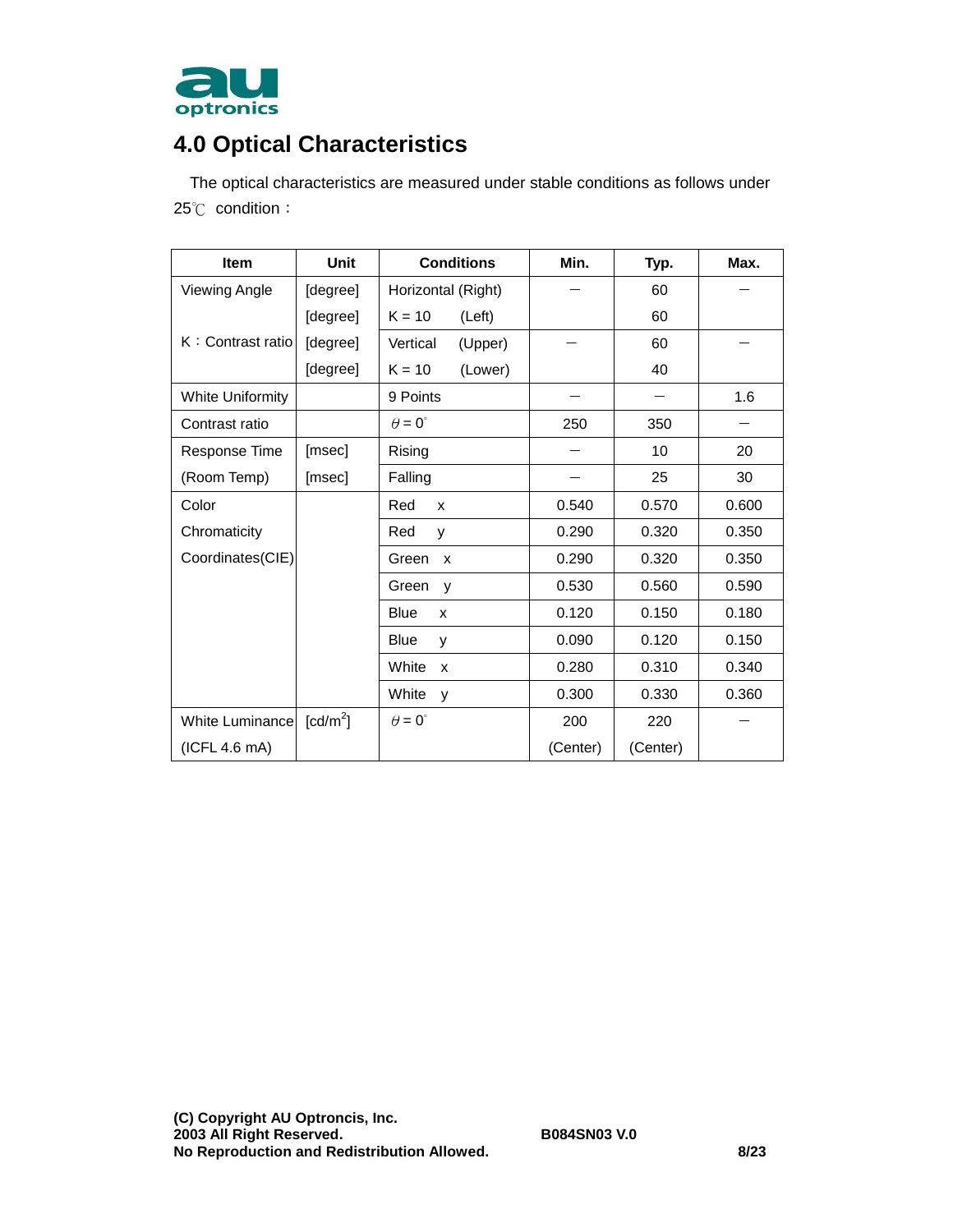# 4.0 Optical Characteristics

The optical characteristics are measured under stable conditions as follows under 25℃ condition：

| Item | Unit | Conditions | Min. | Typ. | Max. |
|---|---|---|---|---|---|
| Viewing Angle | [degree] | Horizontal (Right) | – | 60 | – |
| | [degree] | K = 10 (Left) | | 60 | |
| K：Contrast ratio | [degree] | Vertical (Upper) | – | 60 | – |
| | [degree] | K = 10 (Lower) | | 40 | |
| White Uniformity | | 9 Points | – | – | 1.6 |
| Contrast ratio | | $\theta = 0^{\circ}$ | 250 | 350 | – |
| Response Time | [msec] | Rising | – | 10 | 20 |
| (Room Temp) | [msec] | Falling | – | 25 | 30 |
| Color Chromaticity Coordinates(CIE) | | Red x | 0.540 | 0.570 | 0.600 |
| | | Red y | 0.290 | 0.320 | 0.350 |
| | | Green x | 0.290 | 0.320 | 0.350 |
| | | Green y | 0.530 | 0.560 | 0.590 |
| | | Blue x | 0.120 | 0.150 | 0.180 |
| | | Blue y | 0.090 | 0.120 | 0.150 |
| | | White x | 0.280 | 0.310 | 0.340 |
| | | White y | 0.300 | 0.330 | 0.360 |
| White Luminance (ICFL 4.6 mA) | [cd/$m^2$] | $\theta = 0^{\circ}$ | 200 (Center) | 220 (Center) | – |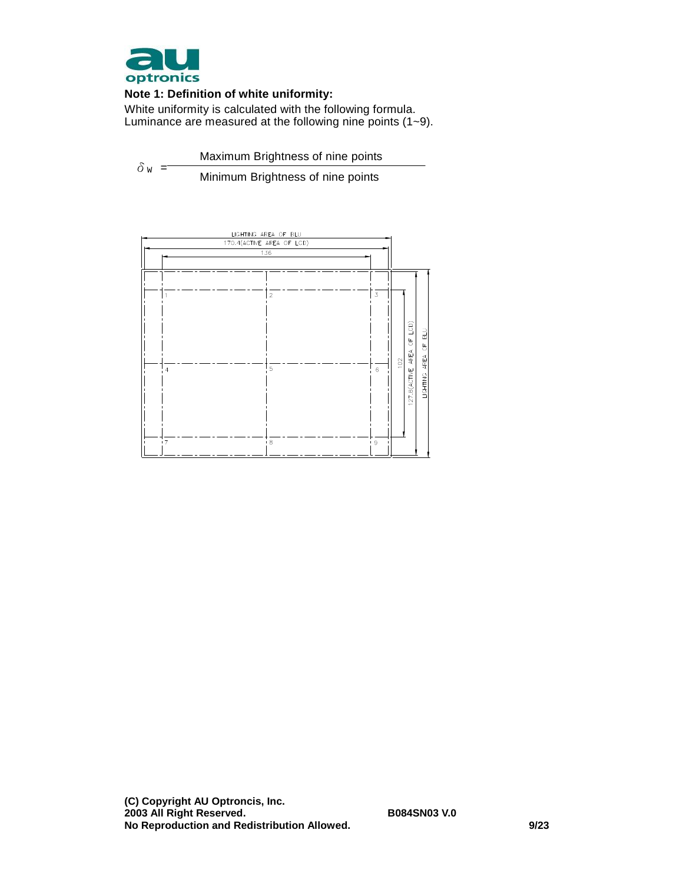**Note 1: Definition of white uniformity:**

White uniformity is calculated with the following formula.
Luminance are measured at the following nine points (1~9).

$$\delta_W = \frac{\text{Maximum Brightness of nine points}}{\text{Minimum Brightness of nine points}}$$

LIGHTING AREA OF BLU
170.4(ACTIVE AREA OF LCD)
136

1 2 3
4 5 6
7 8 9

102
127.8(ACTIVE AREA OF LCD)
LIGHTING AREA OF BLU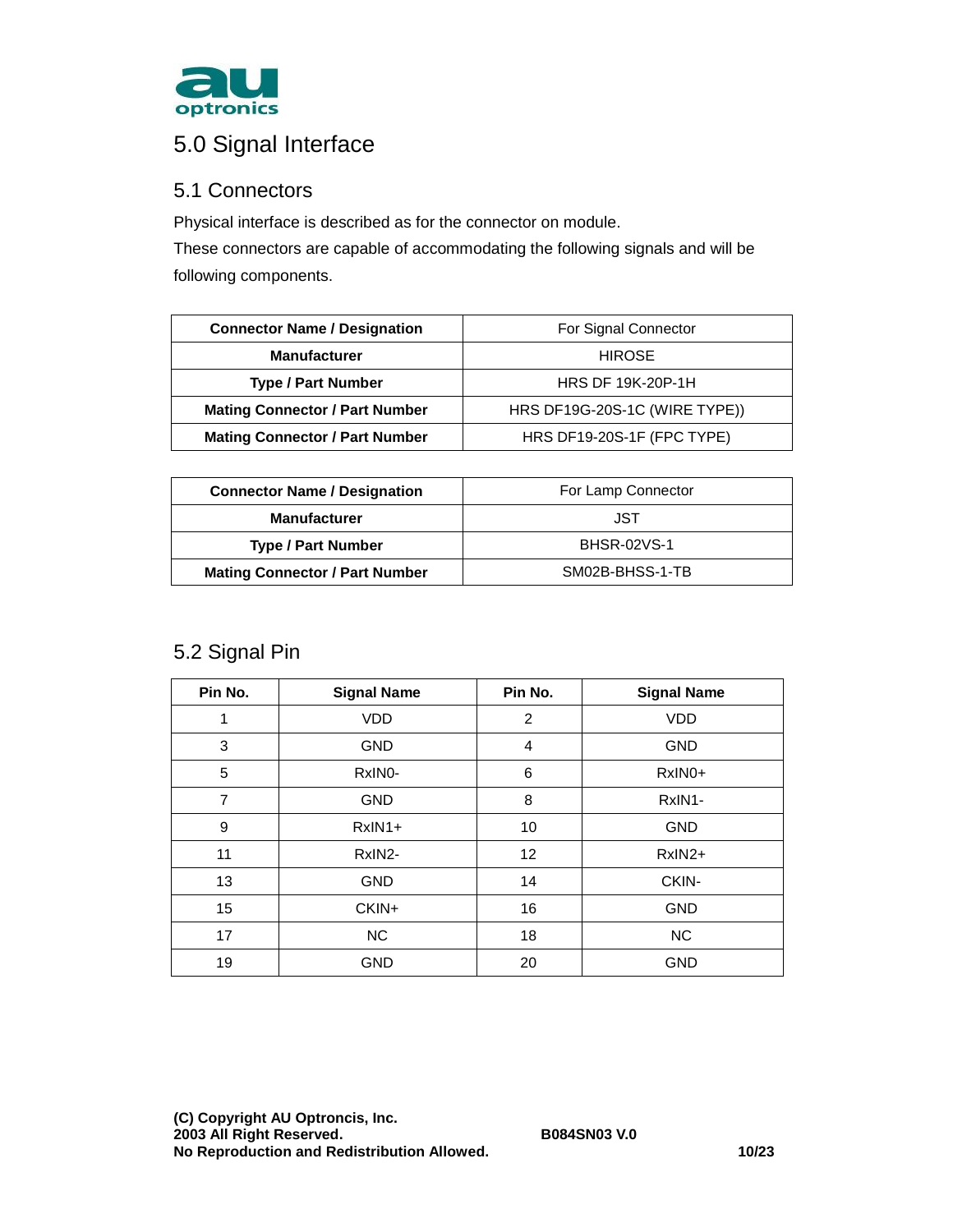# 5.0 Signal Interface

## 5.1 Connectors

Physical interface is described as for the connector on module.

These connectors are capable of accommodating the following signals and will be following components.

| **Connector Name / Designation** | For Signal Connector |
|---|---|
| **Manufacturer** | HIROSE |
| **Type / Part Number** | HRS DF 19K-20P-1H |
| **Mating Connector / Part Number** | HRS DF19G-20S-1C (WIRE TYPE)) |
| **Mating Connector / Part Number** | HRS DF19-20S-1F (FPC TYPE) |

| **Connector Name / Designation** | For Lamp Connector |
|---|---|
| **Manufacturer** | JST |
| **Type / Part Number** | BHSR-02VS-1 |
| **Mating Connector / Part Number** | SM02B-BHSS-1-TB |

## 5.2 Signal Pin

| Pin No. | Signal Name | Pin No. | Signal Name |
|---|---|---|---|
| 1 | VDD | 2 | VDD |
| 3 | GND | 4 | GND |
| 5 | RxIN0- | 6 | RxIN0+ |
| 7 | GND | 8 | RxIN1- |
| 9 | RxIN1+ | 10 | GND |
| 11 | RxIN2- | 12 | RxIN2+ |
| 13 | GND | 14 | CKIN- |
| 15 | CKIN+ | 16 | GND |
| 17 | NC | 18 | NC |
| 19 | GND | 20 | GND |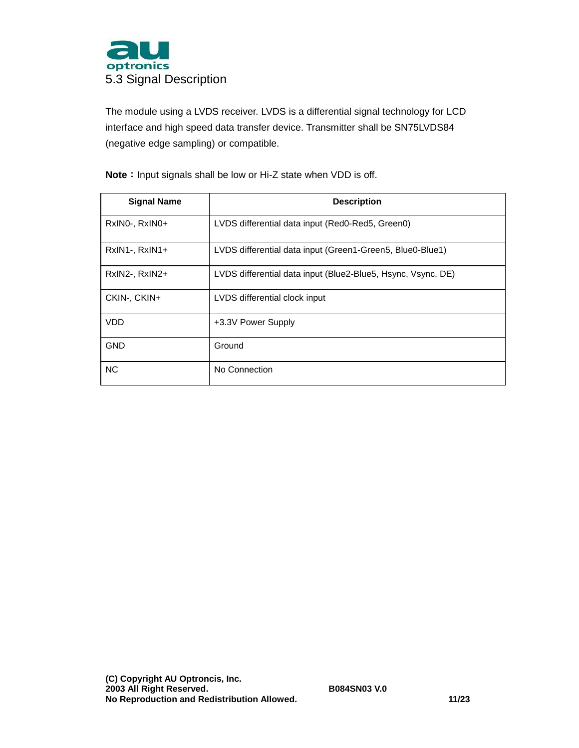## 5.3 Signal Description

The module using a LVDS receiver. LVDS is a differential signal technology for LCD interface and high speed data transfer device. Transmitter shall be SN75LVDS84 (negative edge sampling) or compatible.

**Note**：Input signals shall be low or Hi-Z state when VDD is off.

| Signal Name | Description |
|---|---|
| RxIN0-, RxIN0+ | LVDS differential data input (Red0-Red5, Green0) |
| RxIN1-, RxIN1+ | LVDS differential data input (Green1-Green5, Blue0-Blue1) |
| RxIN2-, RxIN2+ | LVDS differential data input (Blue2-Blue5, Hsync, Vsync, DE) |
| CKIN-, CKIN+ | LVDS differential clock input |
| VDD | +3.3V Power Supply |
| GND | Ground |
| NC | No Connection |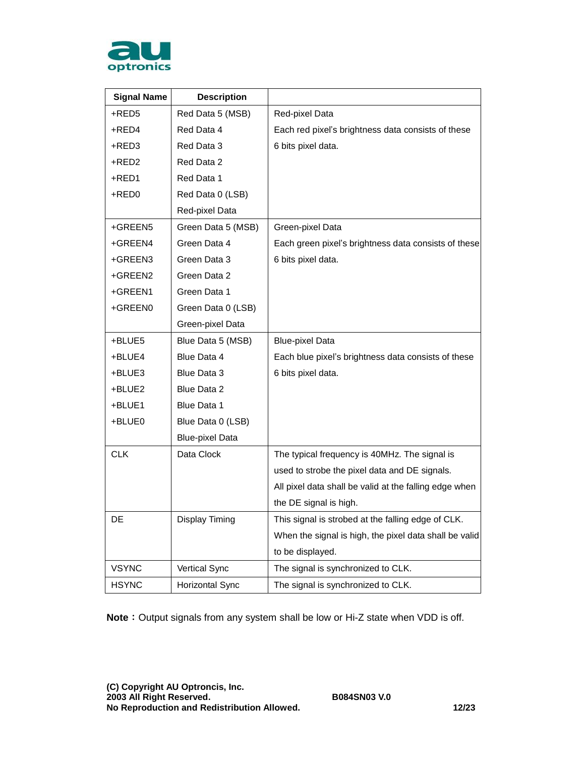| Signal Name | Description | |
|---|---|---|
| +RED5 | Red Data 5 (MSB) | Red-pixel Data |
| +RED4 | Red Data 4 | Each red pixel's brightness data consists of these |
| +RED3 | Red Data 3 | 6 bits pixel data. |
| +RED2 | Red Data 2 | |
| +RED1 | Red Data 1 | |
| +RED0 | Red Data 0 (LSB) | |
| | Red-pixel Data | |
| +GREEN5 | Green Data 5 (MSB) | Green-pixel Data |
| +GREEN4 | Green Data 4 | Each green pixel's brightness data consists of these |
| +GREEN3 | Green Data 3 | 6 bits pixel data. |
| +GREEN2 | Green Data 2 | |
| +GREEN1 | Green Data 1 | |
| +GREEN0 | Green Data 0 (LSB) | |
| | Green-pixel Data | |
| +BLUE5 | Blue Data 5 (MSB) | Blue-pixel Data |
| +BLUE4 | Blue Data 4 | Each blue pixel's brightness data consists of these |
| +BLUE3 | Blue Data 3 | 6 bits pixel data. |
| +BLUE2 | Blue Data 2 | |
| +BLUE1 | Blue Data 1 | |
| +BLUE0 | Blue Data 0 (LSB) | |
| | Blue-pixel Data | |
| CLK | Data Clock | The typical frequency is 40MHz. The signal is used to strobe the pixel data and DE signals. All pixel data shall be valid at the falling edge when the DE signal is high. |
| DE | Display Timing | This signal is strobed at the falling edge of CLK. When the signal is high, the pixel data shall be valid to be displayed. |
| VSYNC | Vertical Sync | The signal is synchronized to CLK. |
| HSYNC | Horizontal Sync | The signal is synchronized to CLK. |

**Note：**Output signals from any system shall be low or Hi-Z state when VDD is off.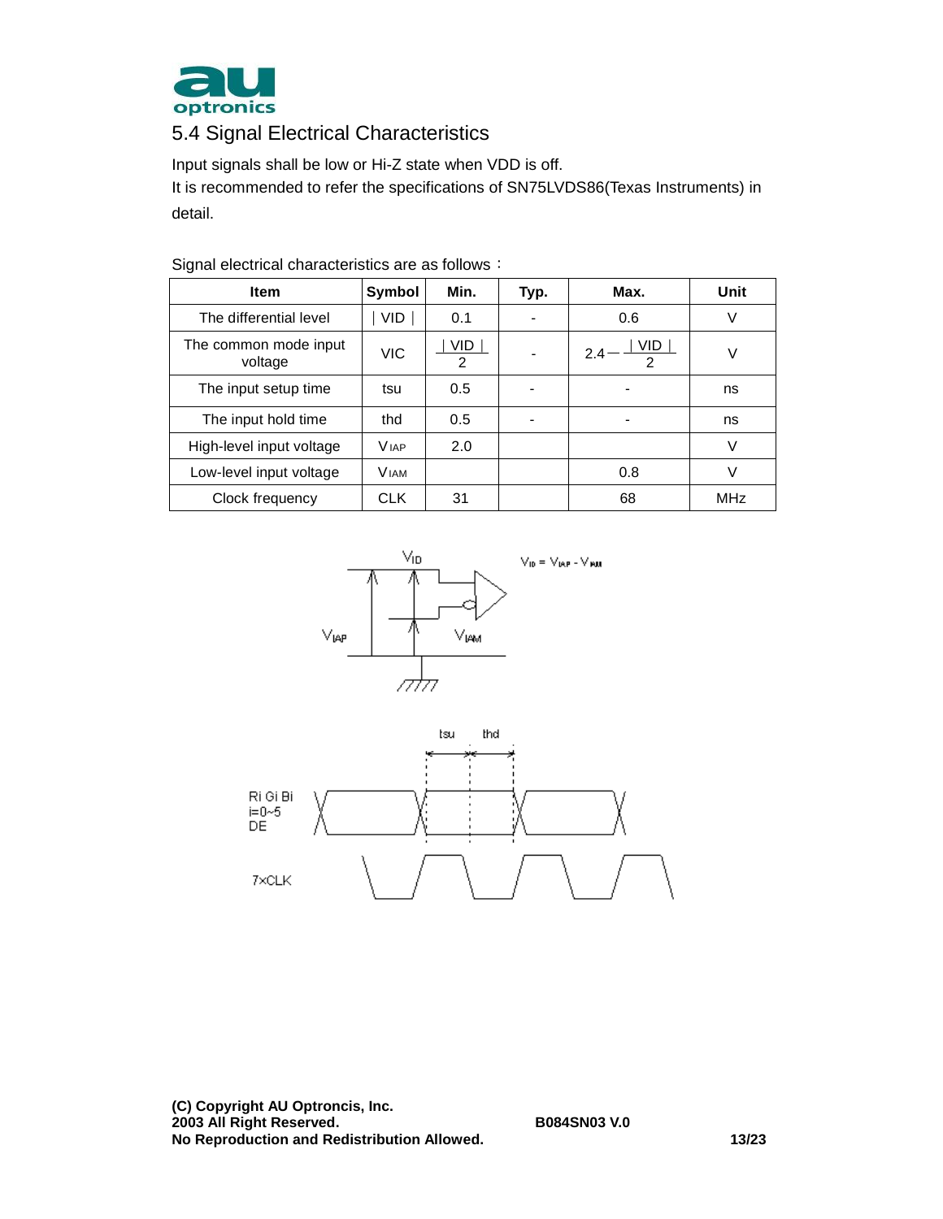## 5.4 Signal Electrical Characteristics

Input signals shall be low or Hi-Z state when VDD is off.
It is recommended to refer the specifications of SN75LVDS86(Texas Instruments) in detail.

Signal electrical characteristics are as follows：

| Item | Symbol | Min. | Typ. | Max. | Unit |
|---|---|---|---|---|---|
| The differential level | $\lvert VID \rvert$ | 0.1 | - | 0.6 | V |
| The common mode input voltage | VIC | $\frac{\lvert VID \rvert}{2}$ | - | $2.4 - \frac{\lvert VID \rvert}{2}$ | V |
| The input setup time | tsu | 0.5 | - | - | ns |
| The input hold time | thd | 0.5 | - | - | ns |
| High-level input voltage | $V_{IAP}$ | 2.0 | | | V |
| Low-level input voltage | $V_{IAM}$ | | | 0.8 | V |
| Clock frequency | CLK | 31 | | 68 | MHz |

$V_{ID} = V_{IAP} - V_{IAM}$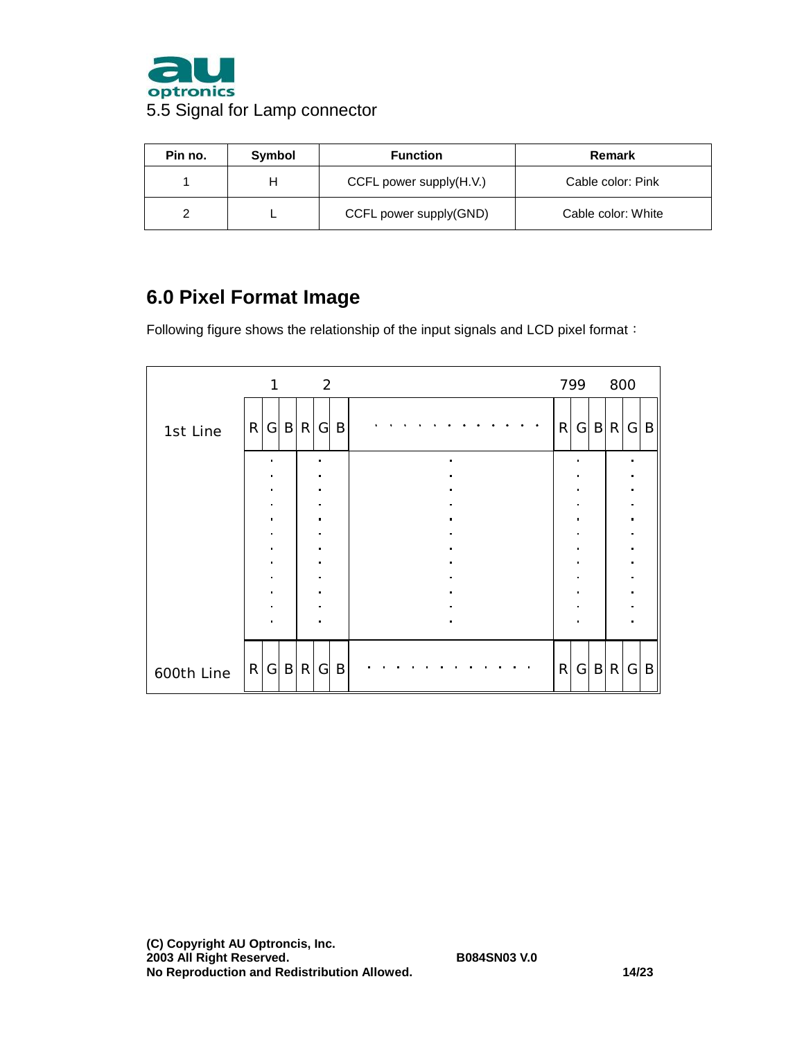5.5 Signal for Lamp connector

| Pin no. | Symbol | Function | Remark |
|---|---|---|---|
| 1 | H | CCFL power supply(H.V.) | Cable color: Pink |
| 2 | L | CCFL power supply(GND) | Cable color: White |

## 6.0 Pixel Format Image

Following figure shows the relationship of the input signals and LCD pixel format：

| | 1 | 2 | | 799 | 800 |
|---|---|---|---|---|---|
| 1st Line | R G B | R G B | . . . . . . . . . . . . | R G B | R G B |
| | . | . | . | . | . |
| 600th Line | R G B | R G B | . . . . . . . . . . . . | R G B | R G B |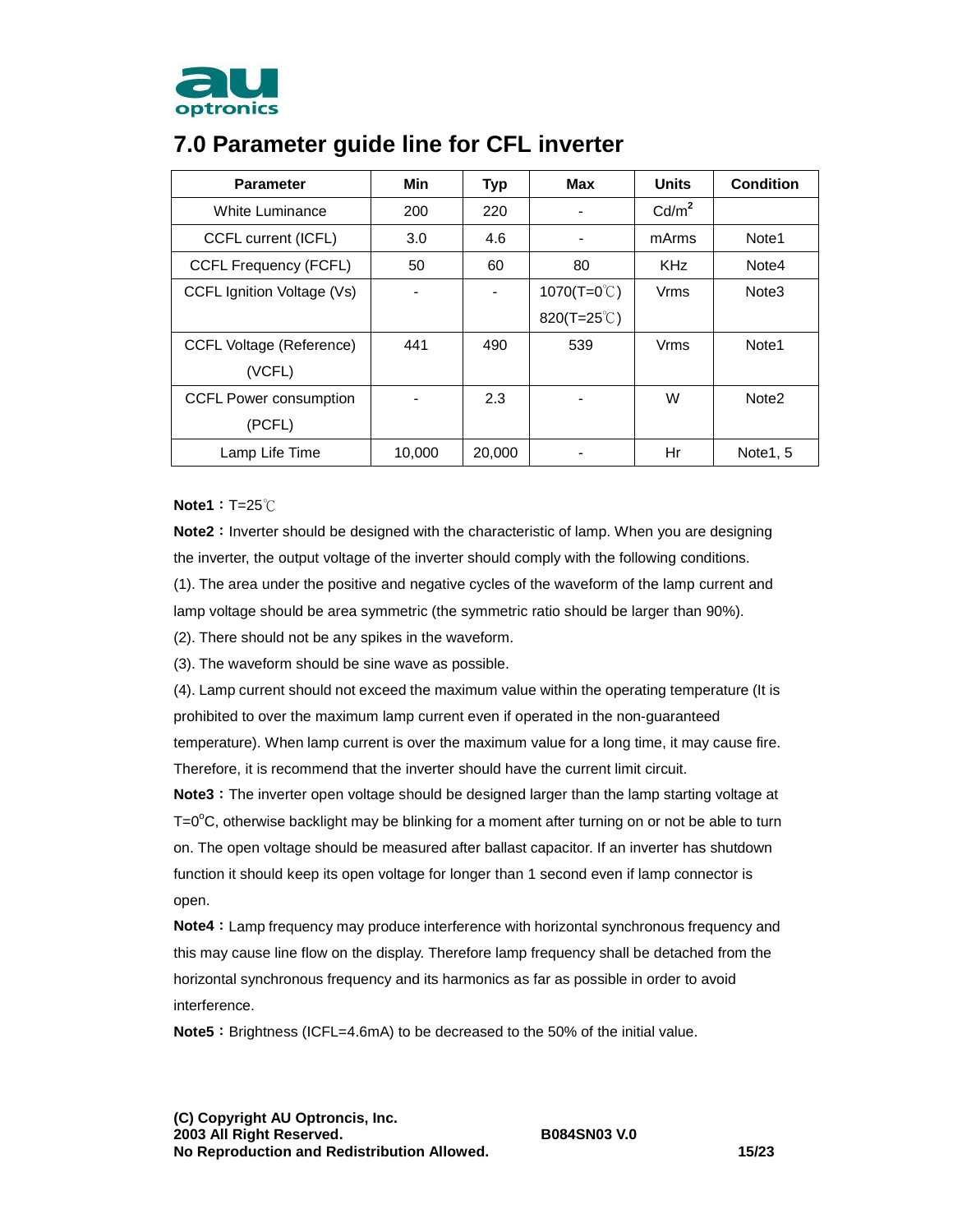## 7.0 Parameter guide line for CFL inverter

| Parameter | Min | Typ | Max | Units | Condition |
|---|---|---|---|---|---|
| White Luminance | 200 | 220 | - | Cd/m² | |
| CCFL current (ICFL) | 3.0 | 4.6 | - | mArms | Note1 |
| CCFL Frequency (FCFL) | 50 | 60 | 80 | KHz | Note4 |
| CCFL Ignition Voltage (Vs) | - | - | 1070(T=0℃)<br>820(T=25℃) | Vrms | Note3 |
| CCFL Voltage (Reference) (VCFL) | 441 | 490 | 539 | Vrms | Note1 |
| CCFL Power consumption (PCFL) | - | 2.3 | - | W | Note2 |
| Lamp Life Time | 10,000 | 20,000 | - | Hr | Note1, 5 |

**Note1：**T=25℃

**Note2：**Inverter should be designed with the characteristic of lamp. When you are designing the inverter, the output voltage of the inverter should comply with the following conditions.

(1). The area under the positive and negative cycles of the waveform of the lamp current and lamp voltage should be area symmetric (the symmetric ratio should be larger than 90%).

(2). There should not be any spikes in the waveform.

(3). The waveform should be sine wave as possible.

(4). Lamp current should not exceed the maximum value within the operating temperature (It is prohibited to over the maximum lamp current even if operated in the non-guaranteed temperature). When lamp current is over the maximum value for a long time, it may cause fire. Therefore, it is recommend that the inverter should have the current limit circuit.

**Note3：**The inverter open voltage should be designed larger than the lamp starting voltage at T=0°C, otherwise backlight may be blinking for a moment after turning on or not be able to turn on. The open voltage should be measured after ballast capacitor. If an inverter has shutdown function it should keep its open voltage for longer than 1 second even if lamp connector is open.

**Note4：**Lamp frequency may produce interference with horizontal synchronous frequency and this may cause line flow on the display. Therefore lamp frequency shall be detached from the horizontal synchronous frequency and its harmonics as far as possible in order to avoid interference.

**Note5：**Brightness (ICFL=4.6mA) to be decreased to the 50% of the initial value.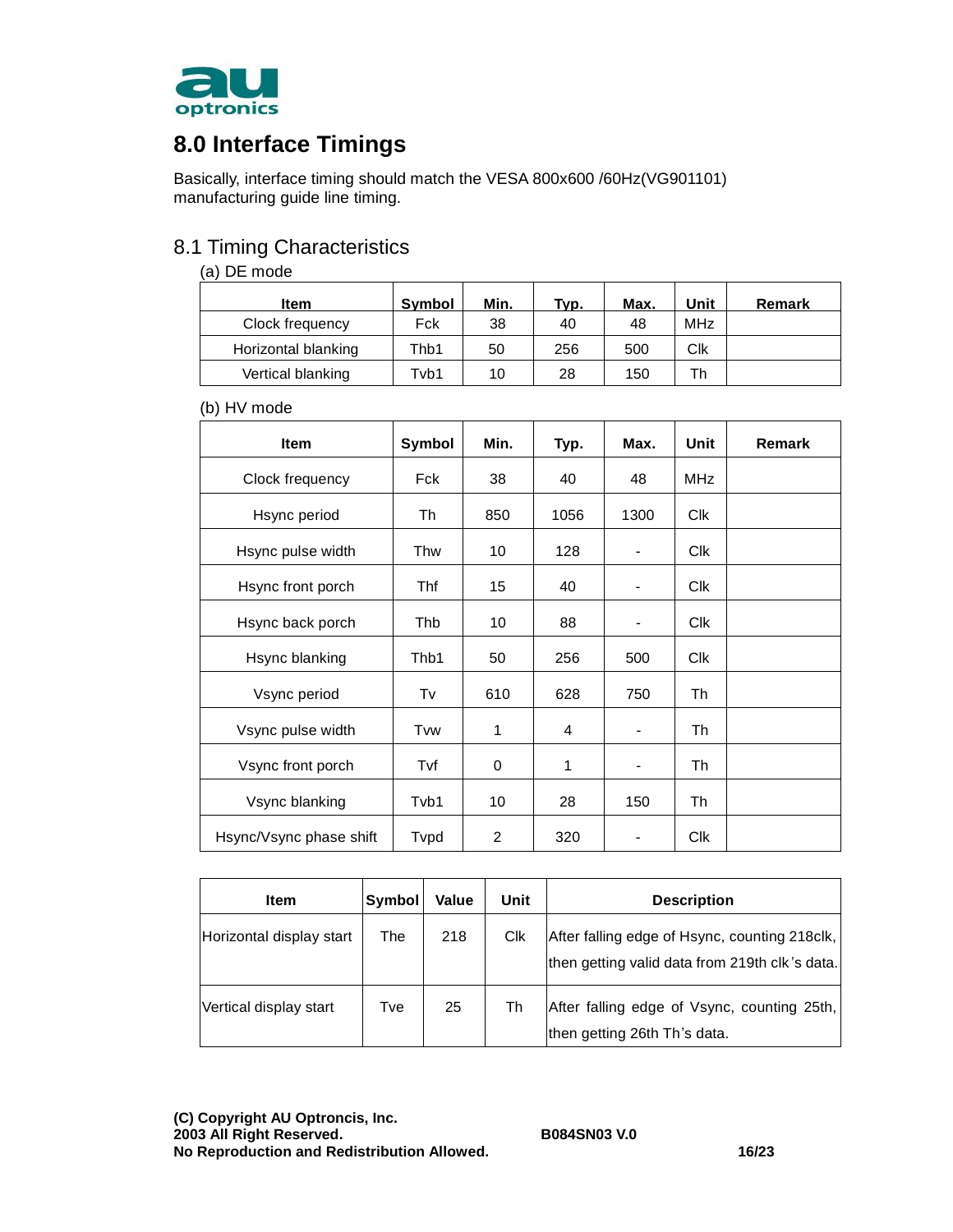# 8.0 Interface Timings

Basically, interface timing should match the VESA 800x600 /60Hz(VG901101) manufacturing guide line timing.

## 8.1 Timing Characteristics

(a) DE mode

| Item | Symbol | Min. | Typ. | Max. | Unit | Remark |
|---|---|---|---|---|---|---|
| Clock frequency | Fck | 38 | 40 | 48 | MHz | |
| Horizontal blanking | Thb1 | 50 | 256 | 500 | Clk | |
| Vertical blanking | Tvb1 | 10 | 28 | 150 | Th | |

(b) HV mode

| Item | Symbol | Min. | Typ. | Max. | Unit | Remark |
|---|---|---|---|---|---|---|
| Clock frequency | Fck | 38 | 40 | 48 | MHz | |
| Hsync period | Th | 850 | 1056 | 1300 | Clk | |
| Hsync pulse width | Thw | 10 | 128 | - | Clk | |
| Hsync front porch | Thf | 15 | 40 | - | Clk | |
| Hsync back porch | Thb | 10 | 88 | - | Clk | |
| Hsync blanking | Thb1 | 50 | 256 | 500 | Clk | |
| Vsync period | Tv | 610 | 628 | 750 | Th | |
| Vsync pulse width | Tvw | 1 | 4 | - | Th | |
| Vsync front porch | Tvf | 0 | 1 | - | Th | |
| Vsync blanking | Tvb1 | 10 | 28 | 150 | Th | |
| Hsync/Vsync phase shift | Tvpd | 2 | 320 | - | Clk | |

| Item | Symbol | Value | Unit | Description |
|---|---|---|---|---|
| Horizontal display start | The | 218 | Clk | After falling edge of Hsync, counting 218clk, then getting valid data from 219th clk's data. |
| Vertical display start | Tve | 25 | Th | After falling edge of Vsync, counting 25th, then getting 26th Th's data. |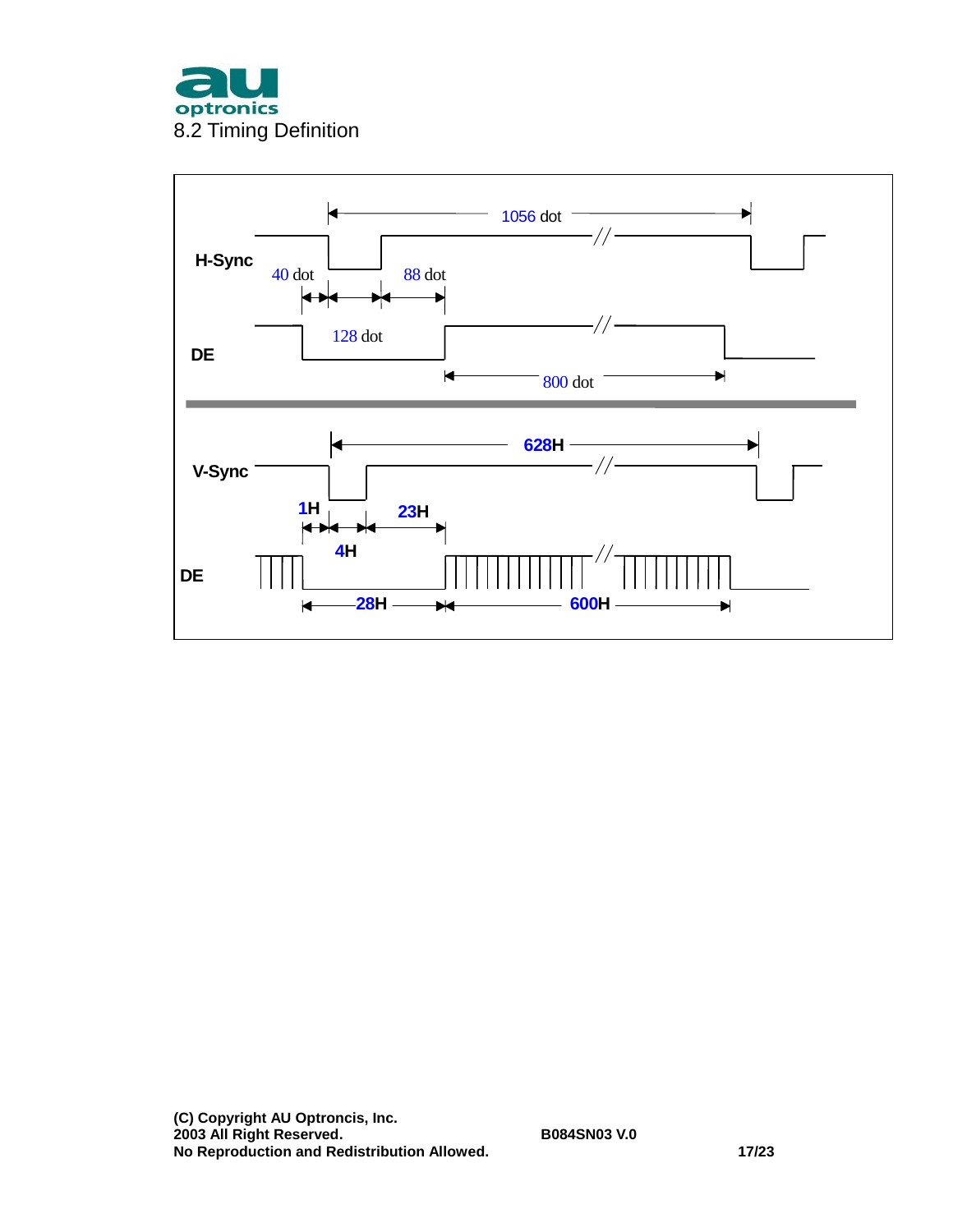## 8.2 Timing Definition

H-Sync

DE

1056 dot

40 dot

88 dot

128 dot

800 dot

V-Sync

DE

628H

1H

23H

4H

28H

600H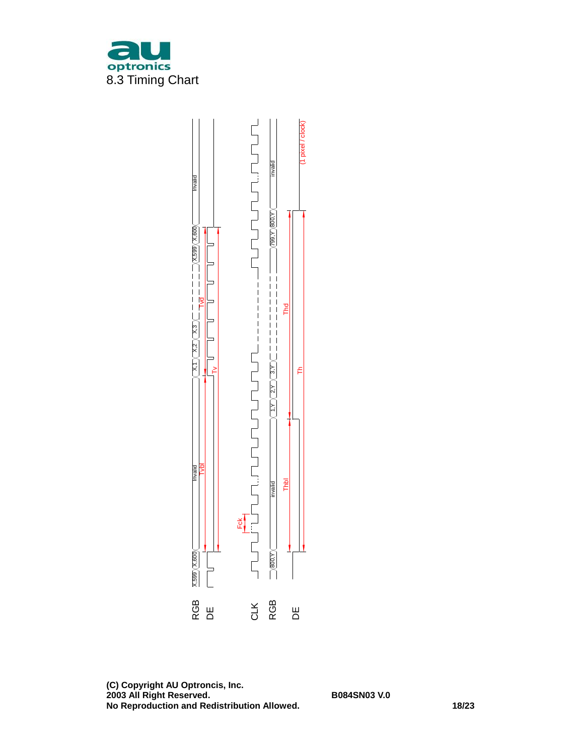## 8.3 Timing Chart

RGB | X,599 | X,600 | Invalid | X,1 | X,2 | X,3 | X,599 | X,600 | Invalid

DE

Tvbl, Tv, Tvd

Fck

CLK

RGB | 800,Y | invalid | 1,Y | 2,Y | 3,Y | 799,Y | 800,Y | invalid

DE

Thbl, Th, Thd

(1 pixel / clock)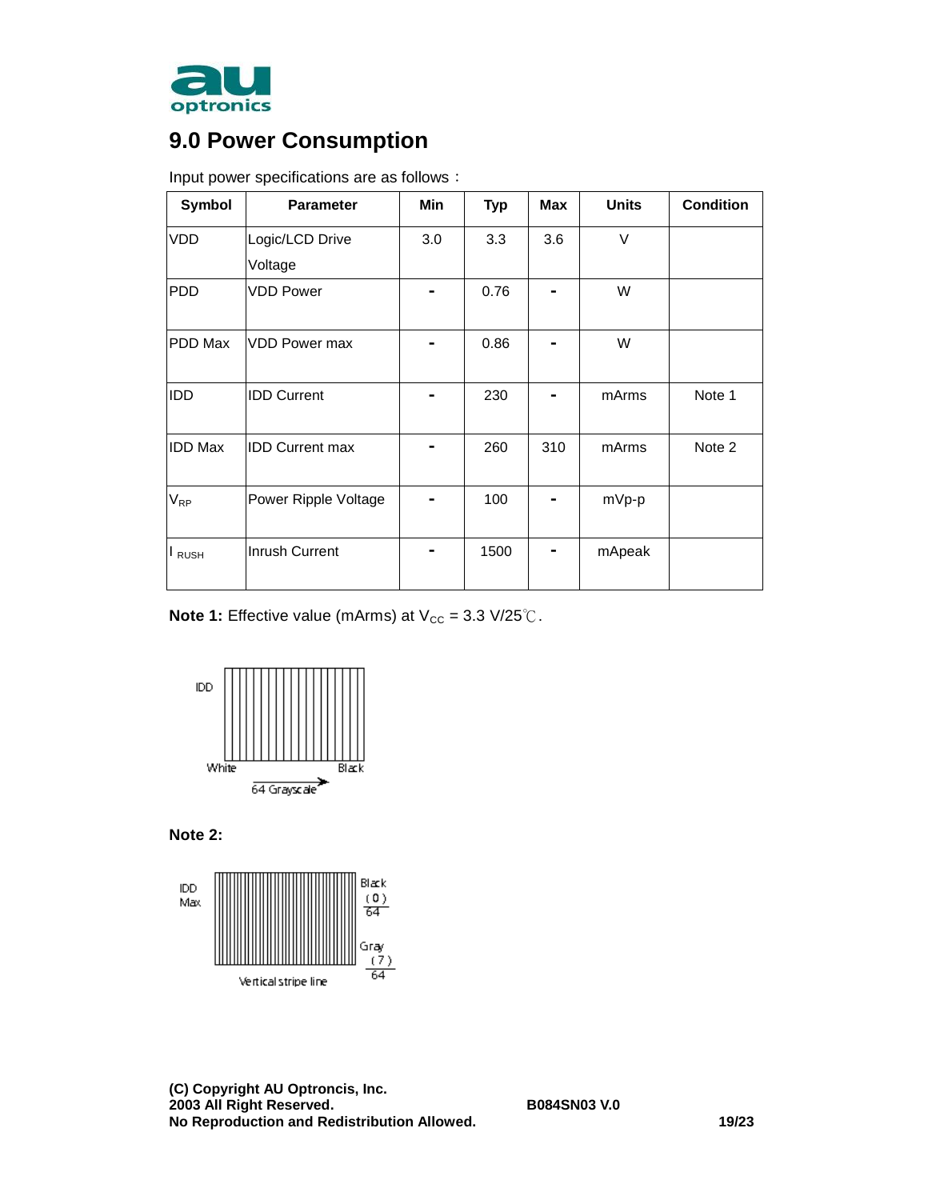## 9.0 Power Consumption

Input power specifications are as follows：

| Symbol | Parameter | Min | Typ | Max | Units | Condition |
|---|---|---|---|---|---|---|
| VDD | Logic/LCD Drive Voltage | 3.0 | 3.3 | 3.6 | V | |
| PDD | VDD Power | - | 0.76 | - | W | |
| PDD Max | VDD Power max | - | 0.86 | - | W | |
| IDD | IDD Current | - | 230 | - | mArms | Note 1 |
| IDD Max | IDD Current max | - | 260 | 310 | mArms | Note 2 |
| $V_{RP}$ | Power Ripple Voltage | - | 100 | - | mVp-p | |
| $I_{RUSH}$ | Inrush Current | - | 1500 | - | mApeak | |

**Note 1:** Effective value (mArms) at $V_{CC}$ = 3.3 V/25℃.

IDD

White　Black

64 Grayscale

**Note 2:**

IDD Max

Black (0)/64

Gray (7)/64

Vertical stripe line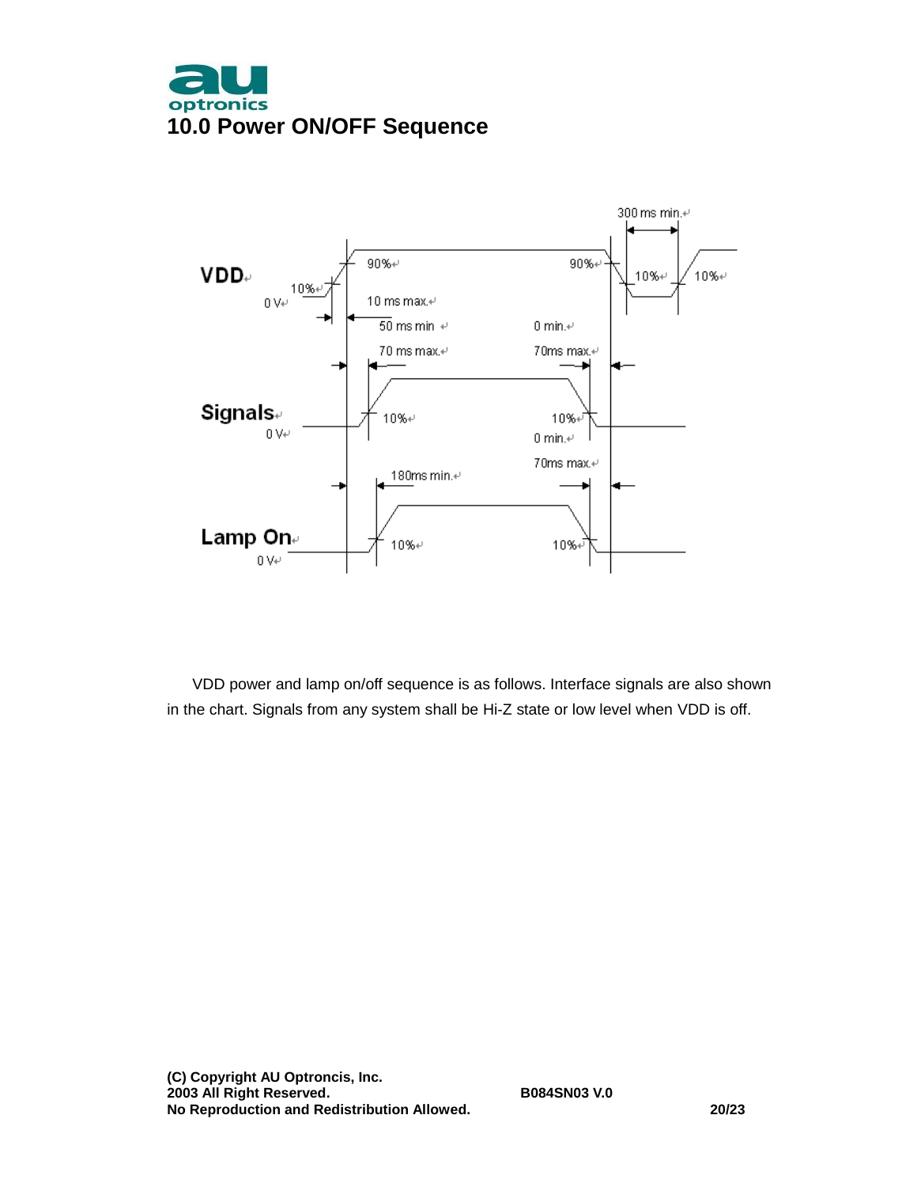# 10.0 Power ON/OFF Sequence

VDD power and lamp on/off sequence is as follows. Interface signals are also shown in the chart. Signals from any system shall be Hi-Z state or low level when VDD is off.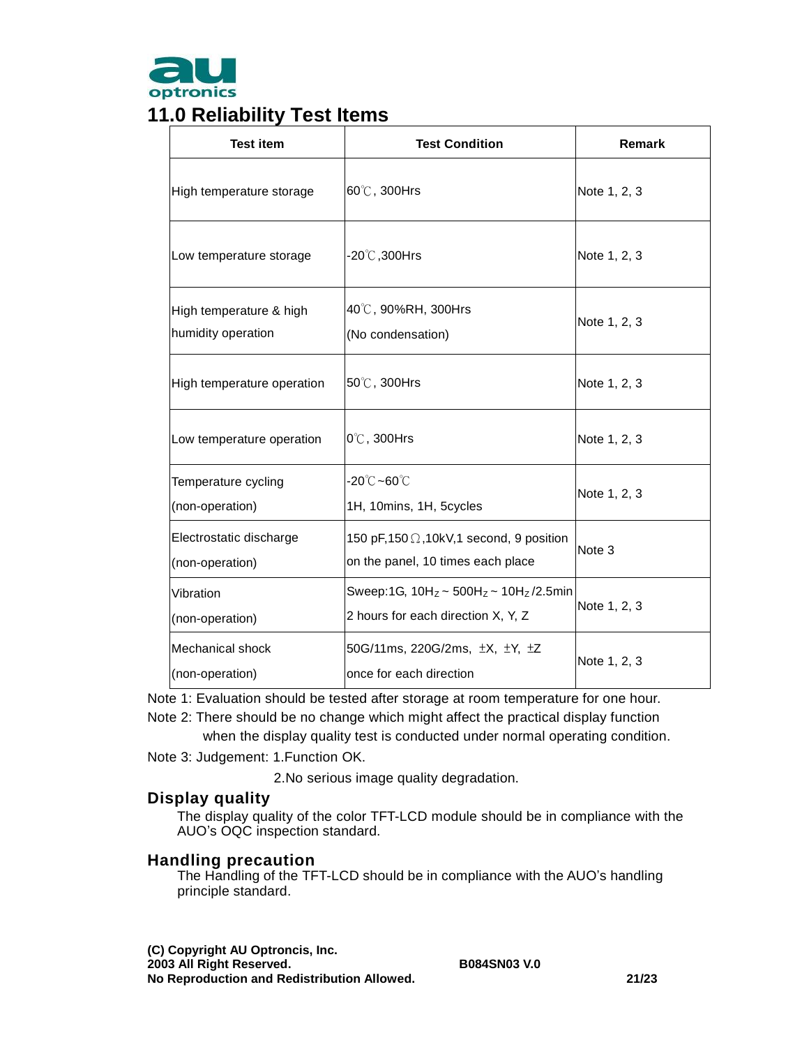# 11.0 Reliability Test Items

| Test item | Test Condition | Remark |
|---|---|---|
| High temperature storage | 60℃, 300Hrs | Note 1, 2, 3 |
| Low temperature storage | -20℃,300Hrs | Note 1, 2, 3 |
| High temperature & high humidity operation | 40℃, 90%RH, 300Hrs (No condensation) | Note 1, 2, 3 |
| High temperature operation | 50℃, 300Hrs | Note 1, 2, 3 |
| Low temperature operation | 0℃, 300Hrs | Note 1, 2, 3 |
| Temperature cycling (non-operation) | -20℃~60℃ 1H, 10mins, 1H, 5cycles | Note 1, 2, 3 |
| Electrostatic discharge (non-operation) | 150 pF,150Ω,10kV,1 second, 9 position on the panel, 10 times each place | Note 3 |
| Vibration (non-operation) | Sweep:1G, $10H_Z$ ~ $500H_Z$ ~ $10H_Z$/2.5min 2 hours for each direction X, Y, Z | Note 1, 2, 3 |
| Mechanical shock (non-operation) | 50G/11ms, 220G/2ms, ±X, ±Y, ±Z once for each direction | Note 1, 2, 3 |

Note 1: Evaluation should be tested after storage at room temperature for one hour.

Note 2: There should be no change which might affect the practical display function when the display quality test is conducted under normal operating condition.

Note 3: Judgement: 1.Function OK.

2.No serious image quality degradation.

## Display quality

The display quality of the color TFT-LCD module should be in compliance with the AUO's OQC inspection standard.

## Handling precaution

The Handling of the TFT-LCD should be in compliance with the AUO's handling principle standard.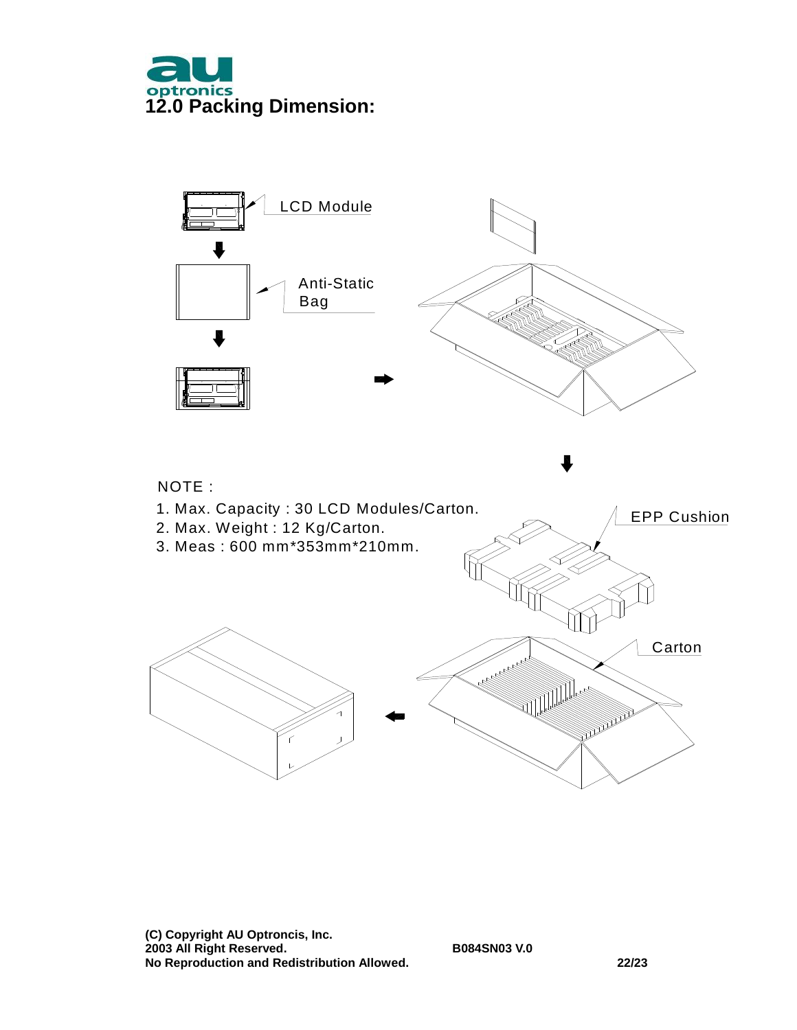## 12.0 Packing Dimension:

LCD Module

Anti-Static Bag

EPP Cushion

Carton

NOTE :

1. Max. Capacity : 30 LCD Modules/Carton.
2. Max. Weight : 12 Kg/Carton.
3. Meas : 600 mm*353mm*210mm.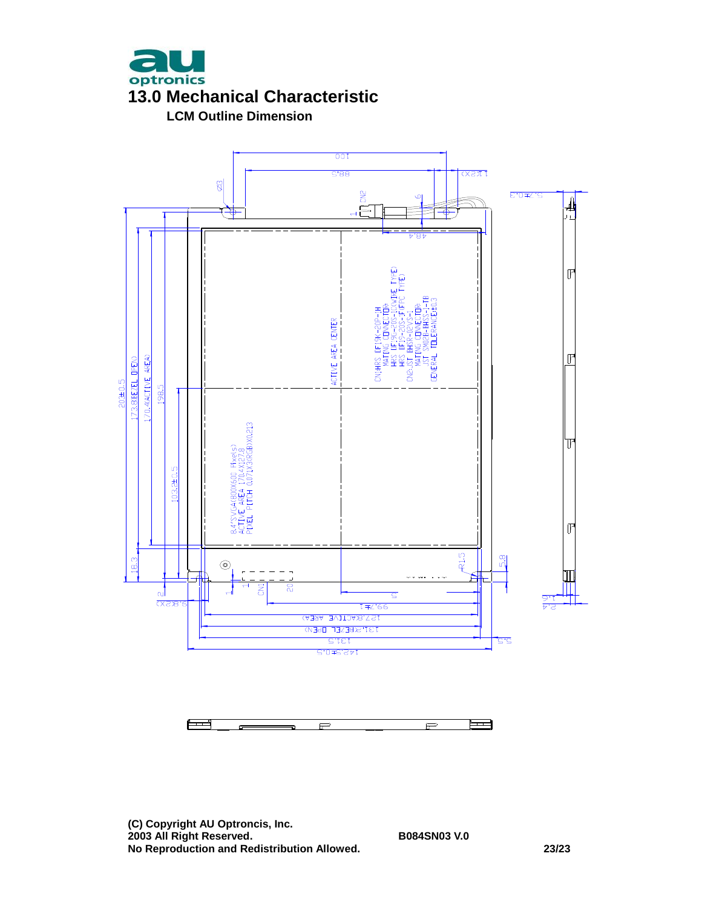# 13.0 Mechanical Characteristic

## LCM Outline Dimension

100

88.5

11(2X)

Ø3

CN2

1

6

48.4

5.7±0.3

ACTIVE AREA CENTER

CN1:HRS DF19K-20P-1H
MATING CONNECTOR:
HRS DF19G-20S-1C(WIRE TYPE)
HRS DF19-20S-1F(FPC TYPE)
CN2:JST BHSR-02VS-1
MATING CONNECTOR:
JST SM02B-BHSS-1-TB
GENERAL TOLERANCE:±0.3

203±0.5

173.8(BEZEL OPEN)

170.4(ACTIVE AREA)

198.5

103.2±0.5

8.4"SVGA(800X600 Pixels)
ACTIVE AREA 170.4X127.8
PIXEL PITCH 0.071X3(RGB)X0.213

R1.5

5.8

18.3

2

1

CN1

1

20

9.8(2X)

5

99.7±1

127.8(ACTIVE AREA)

131.2(BEZEL OPEN)

135.5

142.5±0.5

5.5

1.6

2.4

B084SN03 V.0

(C) Copyright AU Optroncis, Inc.
2003 All Right Reserved.
No Reproduction and Redistribution Allowed.